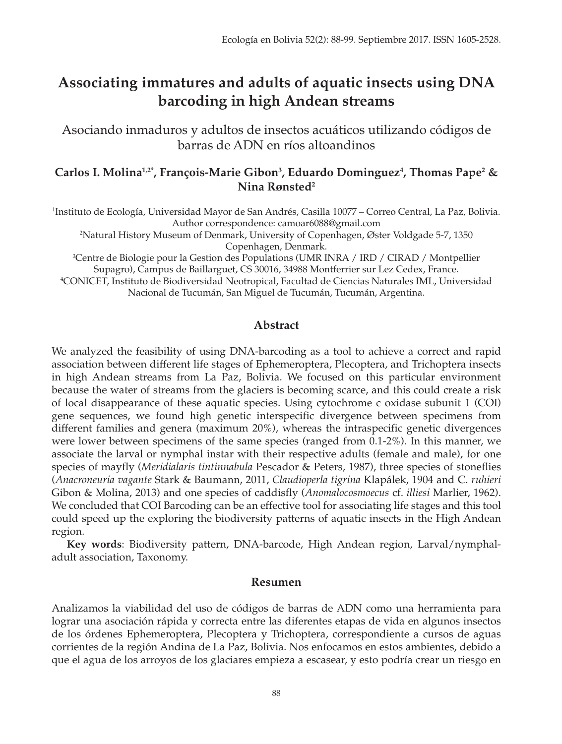# Associating immatures and adults of aquatic insects using DNA barcoding in high Andean streams

## Asociando inmaduros y adultos de insectos acuáticos utilizando códigos de barras de ADN en ríos altoandinos

**Carlos I. Molina[1,2*], François-Marie Gibon[3], Eduardo Dominguez[4], Thomas Pape[2] & Nina Rønsted[2]**

[1]Instituto de Ecología, Universidad Mayor de San Andrés, Casilla 10077 – Correo Central, La Paz, Bolivia. Author correspondence: camoar6088@gmail.com

[2]Natural History Museum of Denmark, University of Copenhagen, Øster Voldgade 5-7, 1350 Copenhagen, Denmark.

[3]Centre de Biologie pour la Gestion des Populations (UMR INRA / IRD / CIRAD / Montpellier Supagro), Campus de Baillarguet, CS 30016, 34988 Montferrier sur Lez Cedex, France.

[4]CONICET, Instituto de Biodiversidad Neotropical, Facultad de Ciencias Naturales IML, Universidad Nacional de Tucumán, San Miguel de Tucumán, Tucumán, Argentina.

### Abstract

We analyzed the feasibility of using DNA-barcoding as a tool to achieve a correct and rapid association between different life stages of Ephemeroptera, Plecoptera, and Trichoptera insects in high Andean streams from La Paz, Bolivia. We focused on this particular environment because the water of streams from the glaciers is becoming scarce, and this could create a risk of local disappearance of these aquatic species. Using cytochrome c oxidase subunit 1 (COI) gene sequences, we found high genetic interspecific divergence between specimens from different families and genera (maximum 20%), whereas the intraspecific genetic divergences were lower between specimens of the same species (ranged from 0.1-2%). In this manner, we associate the larval or nymphal instar with their respective adults (female and male), for one species of mayfly (*Meridialaris tintinnabula* Pescador & Peters, 1987), three species of stoneflies (*Anacroneuria vagante* Stark & Baumann, 2011, *Claudioperla tigrina* Klapálek, 1904 and *C. ruhieri* Gibon & Molina, 2013) and one species of caddisfly (*Anomalocosmoecus* cf. *illiesi* Marlier, 1962). We concluded that COI Barcoding can be an effective tool for associating life stages and this tool could speed up the exploring the biodiversity patterns of aquatic insects in the High Andean region.

**Key words**: Biodiversity pattern, DNA-barcode, High Andean region, Larval/nymphal-adult association, Taxonomy.

### Resumen

Analizamos la viabilidad del uso de códigos de barras de ADN como una herramienta para lograr una asociación rápida y correcta entre las diferentes etapas de vida en algunos insectos de los órdenes Ephemeroptera, Plecoptera y Trichoptera, correspondiente a cursos de aguas corrientes de la región Andina de La Paz, Bolivia. Nos enfocamos en estos ambientes, debido a que el agua de los arroyos de los glaciares empieza a escasear, y esto podría crear un riesgo en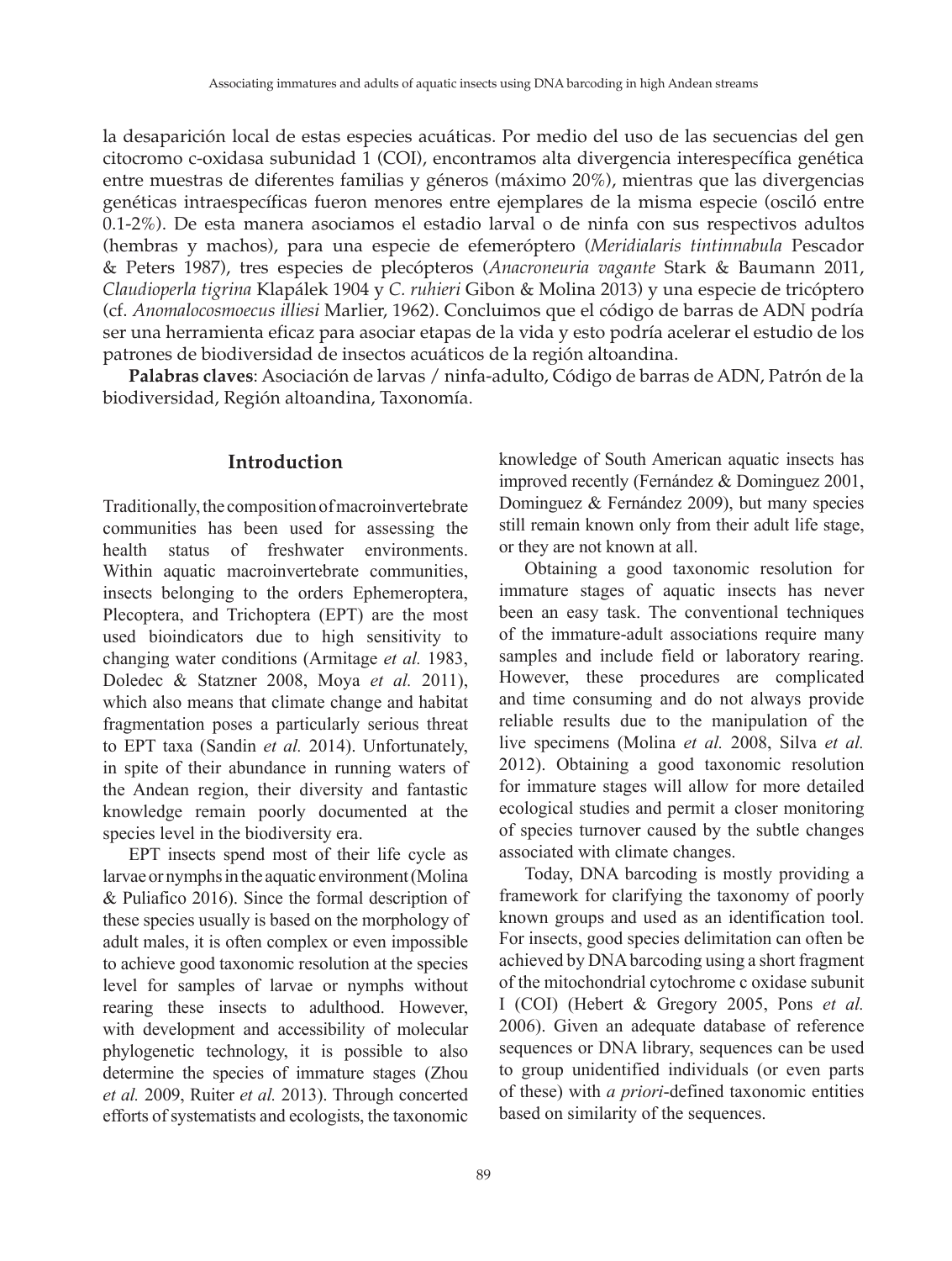la desaparición local de estas especies acuáticas. Por medio del uso de las secuencias del gen citocromo c-oxidasa subunidad 1 (COI), encontramos alta divergencia interespecífica genética entre muestras de diferentes familias y géneros (máximo 20%), mientras que las divergencias genéticas intraespecíficas fueron menores entre ejemplares de la misma especie (osciló entre 0.1-2%). De esta manera asociamos el estadio larval o de ninfa con sus respectivos adultos (hembras y machos), para una especie de efemeróptero (*Meridialaris tintinnabula* Pescador & Peters 1987), tres especies de plecópteros (*Anacroneuria vagante* Stark & Baumann 2011, *Claudioperla tigrina* Klapálek 1904 y *C. ruhieri* Gibon & Molina 2013) y una especie de tricóptero (cf. *Anomalocosmoecus illiesi* Marlier, 1962). Concluimos que el código de barras de ADN podría ser una herramienta eficaz para asociar etapas de la vida y esto podría acelerar el estudio de los patrones de biodiversidad de insectos acuáticos de la región altoandina.

**Palabras claves**: Asociación de larvas / ninfa-adulto, Código de barras de ADN, Patrón de la biodiversidad, Región altoandina, Taxonomía.

## Introduction

Traditionally, the composition of macroinvertebrate communities has been used for assessing the health status of freshwater environments. Within aquatic macroinvertebrate communities, insects belonging to the orders Ephemeroptera, Plecoptera, and Trichoptera (EPT) are the most used bioindicators due to high sensitivity to changing water conditions (Armitage *et al.* 1983, Doledec & Statzner 2008, Moya *et al.* 2011), which also means that climate change and habitat fragmentation poses a particularly serious threat to EPT taxa (Sandin *et al.* 2014). Unfortunately, in spite of their abundance in running waters of the Andean region, their diversity and fantastic knowledge remain poorly documented at the species level in the biodiversity era.

EPT insects spend most of their life cycle as larvae or nymphs in the aquatic environment (Molina & Puliafico 2016). Since the formal description of these species usually is based on the morphology of adult males, it is often complex or even impossible to achieve good taxonomic resolution at the species level for samples of larvae or nymphs without rearing these insects to adulthood. However, with development and accessibility of molecular phylogenetic technology, it is possible to also determine the species of immature stages (Zhou *et al.* 2009, Ruiter *et al.* 2013). Through concerted efforts of systematists and ecologists, the taxonomic knowledge of South American aquatic insects has improved recently (Fernández & Dominguez 2001, Dominguez & Fernández 2009), but many species still remain known only from their adult life stage, or they are not known at all.

Obtaining a good taxonomic resolution for immature stages of aquatic insects has never been an easy task. The conventional techniques of the immature-adult associations require many samples and include field or laboratory rearing. However, these procedures are complicated and time consuming and do not always provide reliable results due to the manipulation of the live specimens (Molina *et al.* 2008, Silva *et al.* 2012). Obtaining a good taxonomic resolution for immature stages will allow for more detailed ecological studies and permit a closer monitoring of species turnover caused by the subtle changes associated with climate changes.

Today, DNA barcoding is mostly providing a framework for clarifying the taxonomy of poorly known groups and used as an identification tool. For insects, good species delimitation can often be achieved by DNA barcoding using a short fragment of the mitochondrial cytochrome c oxidase subunit I (COI) (Hebert & Gregory 2005, Pons *et al.* 2006). Given an adequate database of reference sequences or DNA library, sequences can be used to group unidentified individuals (or even parts of these) with *a priori*-defined taxonomic entities based on similarity of the sequences.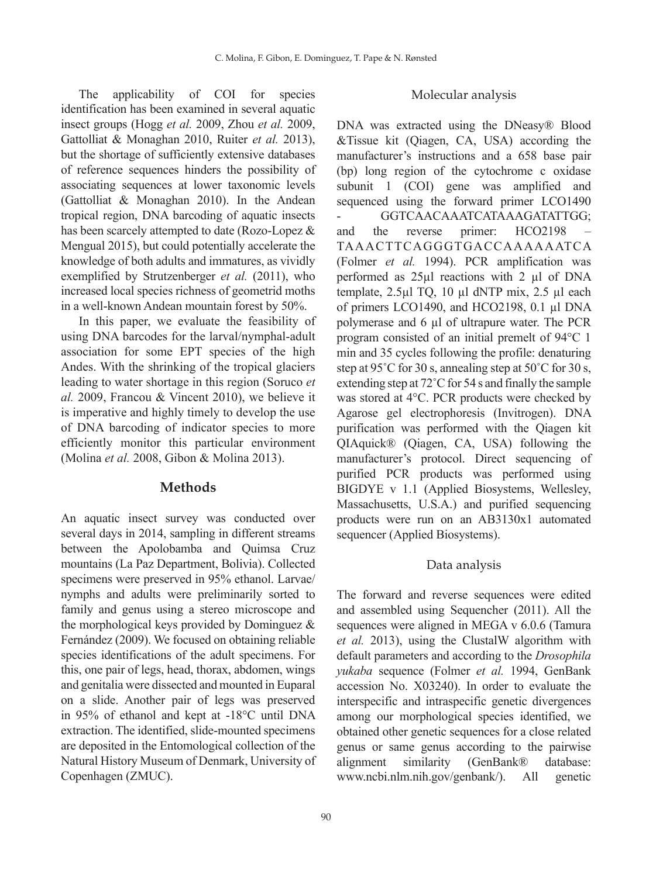The applicability of COI for species identification has been examined in several aquatic insect groups (Hogg *et al.* 2009, Zhou *et al.* 2009, Gattolliat & Monaghan 2010, Ruiter *et al.* 2013), but the shortage of sufficiently extensive databases of reference sequences hinders the possibility of associating sequences at lower taxonomic levels (Gattolliat & Monaghan 2010). In the Andean tropical region, DNA barcoding of aquatic insects has been scarcely attempted to date (Rozo-Lopez & Mengual 2015), but could potentially accelerate the knowledge of both adults and immatures, as vividly exemplified by Strutzenberger *et al.* (2011), who increased local species richness of geometrid moths in a well-known Andean mountain forest by 50%.

In this paper, we evaluate the feasibility of using DNA barcodes for the larval/nymphal-adult association for some EPT species of the high Andes. With the shrinking of the tropical glaciers leading to water shortage in this region (Soruco *et al.* 2009, Francou & Vincent 2010), we believe it is imperative and highly timely to develop the use of DNA barcoding of indicator species to more efficiently monitor this particular environment (Molina *et al.* 2008, Gibon & Molina 2013).

## Methods

An aquatic insect survey was conducted over several days in 2014, sampling in different streams between the Apolobamba and Quimsa Cruz mountains (La Paz Department, Bolivia). Collected specimens were preserved in 95% ethanol. Larvae/nymphs and adults were preliminarily sorted to family and genus using a stereo microscope and the morphological keys provided by Dominguez & Fernández (2009). We focused on obtaining reliable species identifications of the adult specimens. For this, one pair of legs, head, thorax, abdomen, wings and genitalia were dissected and mounted in Euparal on a slide. Another pair of legs was preserved in 95% of ethanol and kept at -18°C until DNA extraction. The identified, slide-mounted specimens are deposited in the Entomological collection of the Natural History Museum of Denmark, University of Copenhagen (ZMUC).

### Molecular analysis

DNA was extracted using the DNeasy® Blood &Tissue kit (Qiagen, CA, USA) according the manufacturer's instructions and a 658 base pair (bp) long region of the cytochrome c oxidase subunit 1 (COI) gene was amplified and sequenced using the forward primer LCO1490 - GGTCAACAAATCATAAAGATATTGG; and the reverse primer: HCO2198 – TAAACTTCAGGGTGACCAAAAAATCA (Folmer *et al.* 1994). PCR amplification was performed as 25µl reactions with 2 µl of DNA template, 2.5µl TQ, 10 µl dNTP mix, 2.5 µl each of primers LCO1490, and HCO2198, 0.1 µl DNA polymerase and 6 µl of ultrapure water. The PCR program consisted of an initial premelt of 94°C 1 min and 35 cycles following the profile: denaturing step at 95˚C for 30 s, annealing step at 50˚C for 30 s, extending step at 72˚C for 54 s and finally the sample was stored at 4°C. PCR products were checked by Agarose gel electrophoresis (Invitrogen). DNA purification was performed with the Qiagen kit QIAquick® (Qiagen, CA, USA) following the manufacturer's protocol. Direct sequencing of purified PCR products was performed using BIGDYE v 1.1 (Applied Biosystems, Wellesley, Massachusetts, U.S.A.) and purified sequencing products were run on an AB3130x1 automated sequencer (Applied Biosystems).

### Data analysis

The forward and reverse sequences were edited and assembled using Sequencher (2011). All the sequences were aligned in MEGA v 6.0.6 (Tamura *et al.* 2013), using the ClustalW algorithm with default parameters and according to the *Drosophila yukaba* sequence (Folmer *et al.* 1994, GenBank accession No. X03240). In order to evaluate the interspecific and intraspecific genetic divergences among our morphological species identified, we obtained other genetic sequences for a close related genus or same genus according to the pairwise alignment similarity (GenBank® database: www.ncbi.nlm.nih.gov/genbank/). All genetic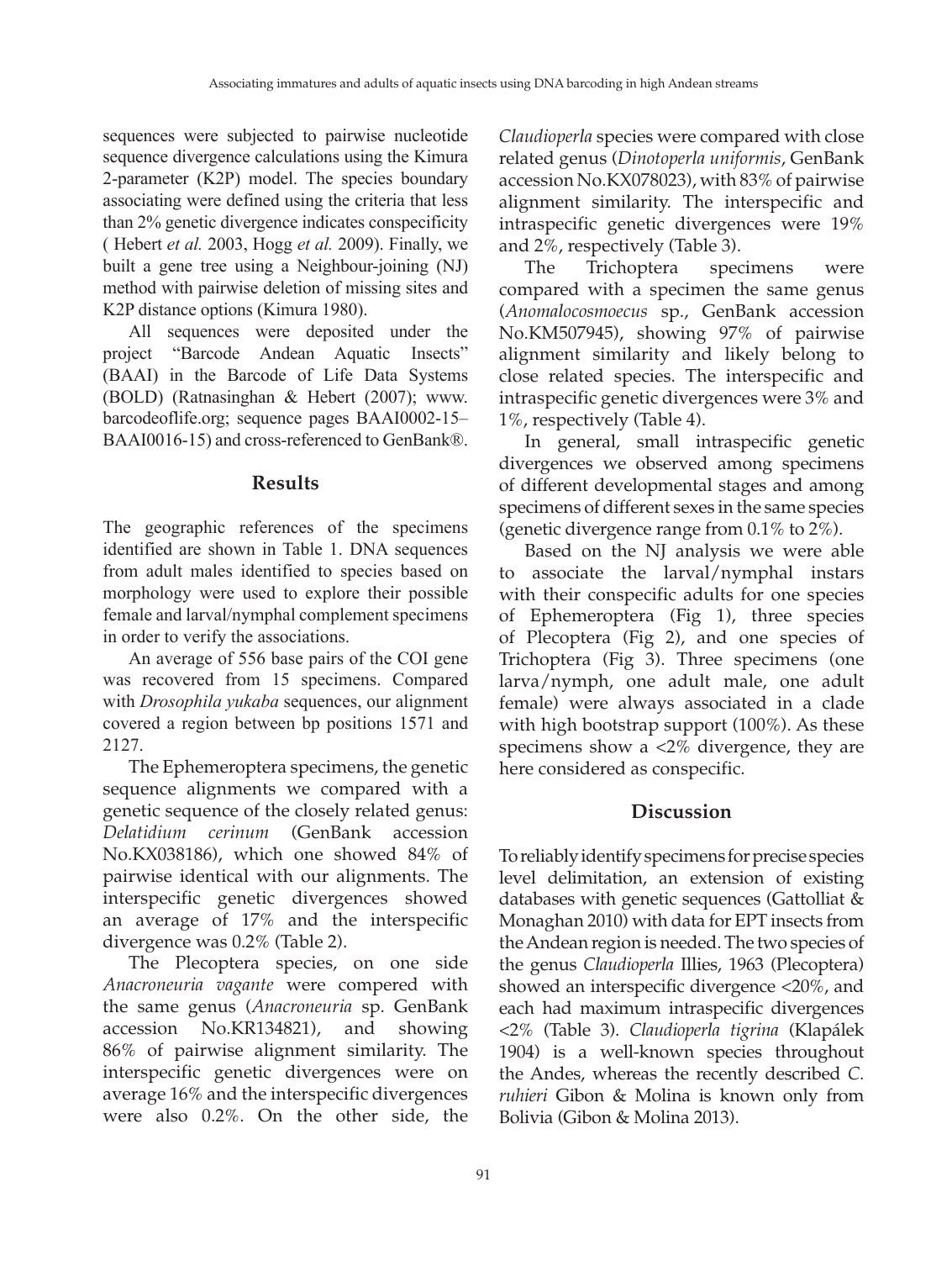sequences were subjected to pairwise nucleotide sequence divergence calculations using the Kimura 2-parameter (K2P) model. The species boundary associating were defined using the criteria that less than 2% genetic divergence indicates conspecificity ( Hebert *et al.* 2003, Hogg *et al.* 2009). Finally, we built a gene tree using a Neighbour-joining (NJ) method with pairwise deletion of missing sites and K2P distance options (Kimura 1980).

All sequences were deposited under the project "Barcode Andean Aquatic Insects" (BAAI) in the Barcode of Life Data Systems (BOLD) (Ratnasinghan & Hebert (2007); www.barcodeoflife.org; sequence pages BAAI0002-15– BAAI0016-15) and cross-referenced to GenBank®.

## Results

The geographic references of the specimens identified are shown in Table 1. DNA sequences from adult males identified to species based on morphology were used to explore their possible female and larval/nymphal complement specimens in order to verify the associations.

An average of 556 base pairs of the COI gene was recovered from 15 specimens. Compared with *Drosophila yukaba* sequences, our alignment covered a region between bp positions 1571 and 2127.

The Ephemeroptera specimens, the genetic sequence alignments we compared with a genetic sequence of the closely related genus: *Delatidium cerinum* (GenBank accession No.KX038186), which one showed 84% of pairwise identical with our alignments. The interspecific genetic divergences showed an average of 17% and the interspecific divergence was 0.2% (Table 2).

The Plecoptera species, on one side *Anacroneuria vagante* were compered with the same genus (*Anacroneuria* sp. GenBank accession No.KR134821), and showing 86% of pairwise alignment similarity. The interspecific genetic divergences were on average 16% and the interspecific divergences were also 0.2%. On the other side, the *Claudioperla* species were compared with close related genus (*Dinotoperla uniformis*, GenBank accession No.KX078023), with 83% of pairwise alignment similarity. The interspecific and intraspecific genetic divergences were 19% and 2%, respectively (Table 3).

The Trichoptera specimens were compared with a specimen the same genus (*Anomalocosmoecus* sp., GenBank accession No.KM507945), showing 97% of pairwise alignment similarity and likely belong to close related species. The interspecific and intraspecific genetic divergences were 3% and 1%, respectively (Table 4).

In general, small intraspecific genetic divergences we observed among specimens of different developmental stages and among specimens of different sexes in the same species (genetic divergence range from 0.1% to 2%).

Based on the NJ analysis we were able to associate the larval/nymphal instars with their conspecific adults for one species of Ephemeroptera (Fig 1), three species of Plecoptera (Fig 2), and one species of Trichoptera (Fig 3). Three specimens (one larva/nymph, one adult male, one adult female) were always associated in a clade with high bootstrap support (100%). As these specimens show a <2% divergence, they are here considered as conspecific.

## Discussion

To reliably identify specimens for precise species level delimitation, an extension of existing databases with genetic sequences (Gattolliat & Monaghan 2010) with data for EPT insects from the Andean region is needed. The two species of the genus *Claudioperla* Illies, 1963 (Plecoptera) showed an interspecific divergence <20%, and each had maximum intraspecific divergences <2% (Table 3). *Claudioperla tigrina* (Klapálek 1904) is a well-known species throughout the Andes, whereas the recently described *C. ruhieri* Gibon & Molina is known only from Bolivia (Gibon & Molina 2013).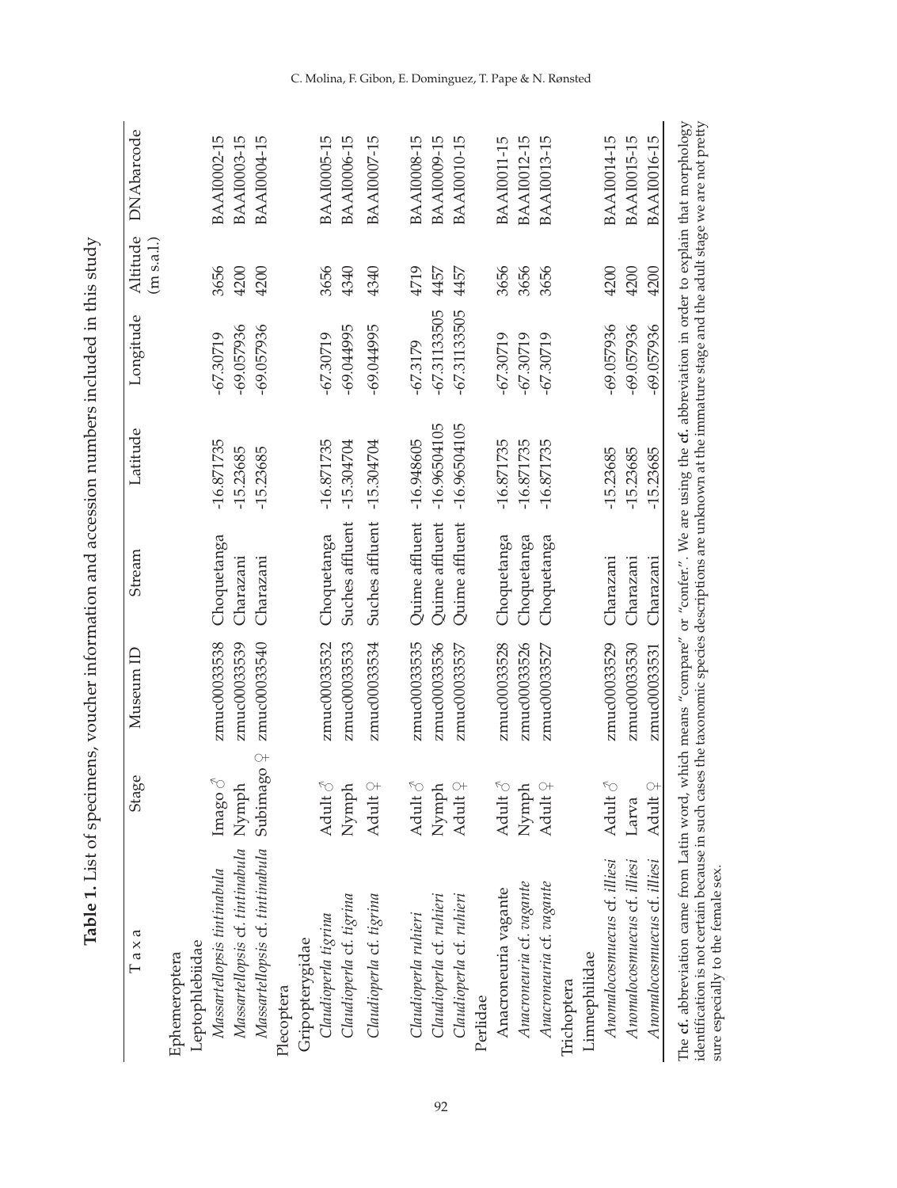**Table 1.** List of specimens, voucher information and accession numbers included in this study

| Taxa | Stage | Museum ID | Stream | Latitude | Longitude | Altitude (m s.a.l.) | DNAbarcode |
|---|---|---|---|---|---|---|---|
| Ephemeroptera | | | | | | | |
| Leptophlebiidae | | | | | | | |
| *Massartellopsis tintinabula* | Imago ♂ | zmuc00033538 | Choquetanga | -16.871735 | -67.30719 | 3656 | BAAI0002-15 |
| *Massartellopsis* cf. *tintinabula* | Nymph | zmuc00033539 | Charazani | -15.23685 | -69.057936 | 4200 | BAAI0003-15 |
| *Massartellopsis* cf. *tintinabula* | Subimago ♀ | zmuc00033540 | Charazani | -15.23685 | -69.057936 | 4200 | BAAI0004-15 |
| Plecoptera | | | | | | | |
| Gripopterygidae | | | | | | | |
| *Claudioperla tigrina* | Adult ♂ | zmuc00033532 | Choquetanga | -16.871735 | -67.30719 | 3656 | BAAI0005-15 |
| *Claudioperla* cf. *tigrina* | Nymph | zmuc00033533 | Suches affluent | -15.304704 | -69.044995 | 4340 | BAAI0006-15 |
| *Claudioperla* cf. *tigrina* | Adult ♀ | zmuc00033534 | Suches affluent | -15.304704 | -69.044995 | 4340 | BAAI0007-15 |
| *Claudioperla ruhieri* | Adult ♂ | zmuc00033535 | Quime affluent | -16.948605 | -67.3179 | 4719 | BAAI0008-15 |
| *Claudioperla* cf. *ruhieri* | Nymph | zmuc00033536 | Quime affluent | -16.96504105 | -67.31133505 | 4457 | BAAI0009-15 |
| *Claudioperla* cf. *ruhieri* | Adult ♀ | zmuc00033537 | Quime affluent | -16.96504105 | -67.31133505 | 4457 | BAAI0010-15 |
| Perlidae | | | | | | | |
| Anacroneuria vagante | Adult ♂ | zmuc00033528 | Choquetanga | -16.871735 | -67.30719 | 3656 | BAAI0011-15 |
| *Anacroneuria* cf. *vagante* | Nymph | zmuc00033526 | Choquetanga | -16.871735 | -67.30719 | 3656 | BAAI0012-15 |
| *Anacroneuria* cf. *vagante* | Adult ♀ | zmuc00033527 | Choquetanga | -16.871735 | -67.30719 | 3656 | BAAI0013-15 |
| Trichoptera | | | | | | | |
| Limnephilidae | | | | | | | |
| *Anomalocosmuecus* cf. *illiesi* | Adult ♂ | zmuc00033529 | Charazani | -15.23685 | -69.057936 | 4200 | BAAI0014-15 |
| *Anomalocosmuecus* cf. *illiesi* | Larva | zmuc00033530 | Charazani | -15.23685 | -69.057936 | 4200 | BAAI0015-15 |
| *Anomalocosmuecus* cf. *illiesi* | Adult ♀ | zmuc00033531 | Charazani | -15.23685 | -69.057936 | 4200 | BAAI0016-15 |

The **cf.** abbreviation came from Latin word, which means "compare" or "confer.". We are using the **cf.** abbreviation in order to explain that morphology identification is not certain because in such cases the taxonomic species descriptions are unknown at the immature stage and the adult stage we are not pretty sure especially to the female sex.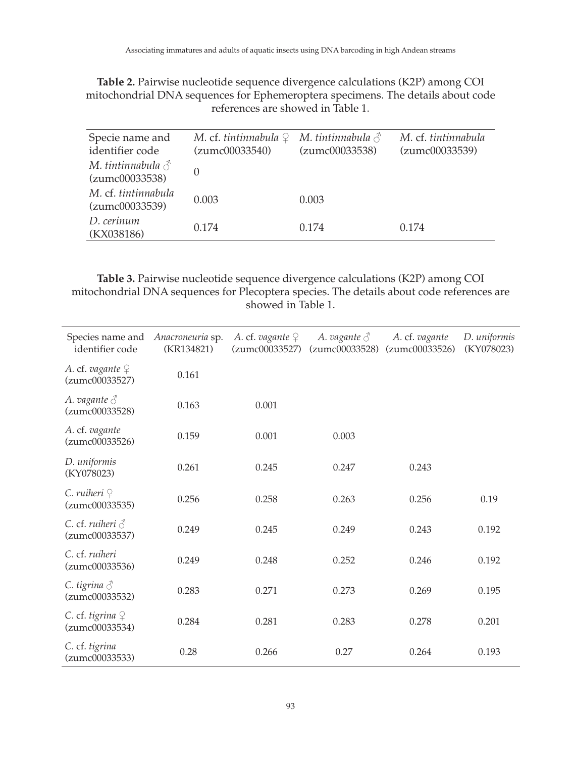**Table 2.** Pairwise nucleotide sequence divergence calculations (K2P) among COI mitochondrial DNA sequences for Ephemeroptera specimens. The details about code references are showed in Table 1.

| Specie name and identifier code | *M.* cf. *tintinnabula* ♀ (zumc00033540) | *M. tintinnabula* ♂ (zumc00033538) | *M.* cf. *tintinnabula* (zumc00033539) |
|---|---|---|---|
| *M. tintinnabula* ♂ (zumc00033538) | 0 | | |
| *M.* cf. *tintinnabula* (zumc00033539) | 0.003 | 0.003 | |
| *D. cerinum* (KX038186) | 0.174 | 0.174 | 0.174 |

**Table 3.** Pairwise nucleotide sequence divergence calculations (K2P) among COI mitochondrial DNA sequences for Plecoptera species. The details about code references are showed in Table 1.

| Species name and identifier code | *Anacroneuria* sp. (KR134821) | *A.* cf. *vagante* ♀ (zumc00033527) | *A. vagante* ♂ (zumc00033528) | *A.* cf. *vagante* (zumc00033526) | *D. uniformis* (KY078023) |
|---|---|---|---|---|---|
| *A.* cf. *vagante* ♀ (zumc00033527) | 0.161 | | | | |
| *A. vagante* ♂ (zumc00033528) | 0.163 | 0.001 | | | |
| *A.* cf. *vagante* (zumc00033526) | 0.159 | 0.001 | 0.003 | | |
| *D. uniformis* (KY078023) | 0.261 | 0.245 | 0.247 | 0.243 | |
| *C. ruiheri* ♀ (zumc00033535) | 0.256 | 0.258 | 0.263 | 0.256 | 0.19 |
| *C.* cf. *ruiheri* ♂ (zumc00033537) | 0.249 | 0.245 | 0.249 | 0.243 | 0.192 |
| *C.* cf. *ruiheri* (zumc00033536) | 0.249 | 0.248 | 0.252 | 0.246 | 0.192 |
| *C. tigrina* ♂ (zumc00033532) | 0.283 | 0.271 | 0.273 | 0.269 | 0.195 |
| *C.* cf. *tigrina* ♀ (zumc00033534) | 0.284 | 0.281 | 0.283 | 0.278 | 0.201 |
| *C.* cf. *tigrina* (zumc00033533) | 0.28 | 0.266 | 0.27 | 0.264 | 0.193 |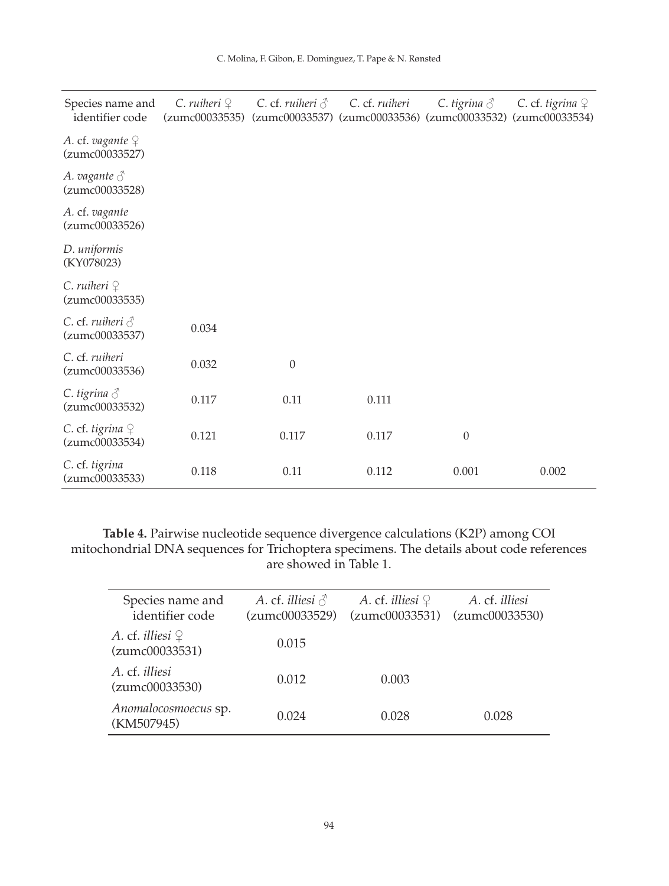| Species name and identifier code | *C. ruiheri* ♀ (zumc00033535) | *C.* cf. *ruiheri* ♂ (zumc00033537) | *C.* cf. *ruiheri* (zumc00033536) | *C. tigrina* ♂ (zumc00033532) | *C.* cf. *tigrina* ♀ (zumc00033534) |
|---|---|---|---|---|---|
| *A.* cf. *vagante* ♀ (zumc00033527) | | | | | |
| *A. vagante* ♂ (zumc00033528) | | | | | |
| *A.* cf. *vagante* (zumc00033526) | | | | | |
| *D. uniformis* (KY078023) | | | | | |
| *C. ruiheri* ♀ (zumc00033535) | | | | | |
| *C.* cf. *ruiheri* ♂ (zumc00033537) | 0.034 | | | | |
| *C.* cf. *ruiheri* (zumc00033536) | 0.032 | 0 | | | |
| *C. tigrina* ♂ (zumc00033532) | 0.117 | 0.11 | 0.111 | | |
| *C.* cf. *tigrina* ♀ (zumc00033534) | 0.121 | 0.117 | 0.117 | 0 | |
| *C.* cf. *tigrina* (zumc00033533) | 0.118 | 0.11 | 0.112 | 0.001 | 0.002 |

**Table 4.** Pairwise nucleotide sequence divergence calculations (K2P) among COI mitochondrial DNA sequences for Trichoptera specimens. The details about code references are showed in Table 1.

| Species name and identifier code | *A.* cf. *illiesi* ♂ (zumc00033529) | *A.* cf. *illiesi* ♀ (zumc00033531) | *A.* cf. *illiesi* (zumc00033530) |
|---|---|---|---|
| *A.* cf. *illiesi* ♀ (zumc00033531) | 0.015 | | |
| *A.* cf. *illiesi* (zumc00033530) | 0.012 | 0.003 | |
| *Anomalocosmoecus* sp. (KM507945) | 0.024 | 0.028 | 0.028 |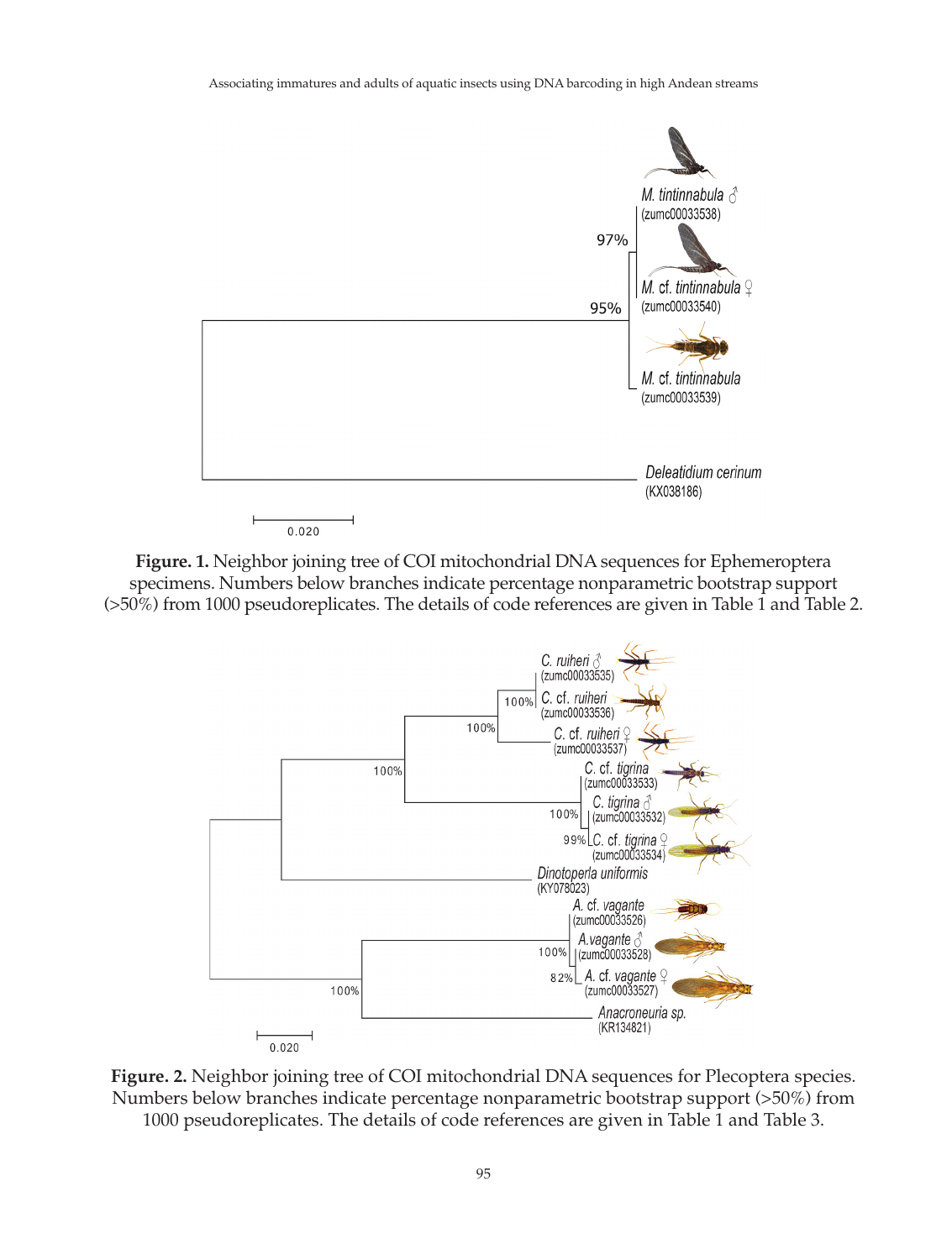**Figure. 1.** Neighbor joining tree of COI mitochondrial DNA sequences for Ephemeroptera specimens. Numbers below branches indicate percentage nonparametric bootstrap support (>50%) from 1000 pseudoreplicates. The details of code references are given in Table 1 and Table 2.

**Figure. 2.** Neighbor joining tree of COI mitochondrial DNA sequences for Plecoptera species. Numbers below branches indicate percentage nonparametric bootstrap support (>50%) from 1000 pseudoreplicates. The details of code references are given in Table 1 and Table 3.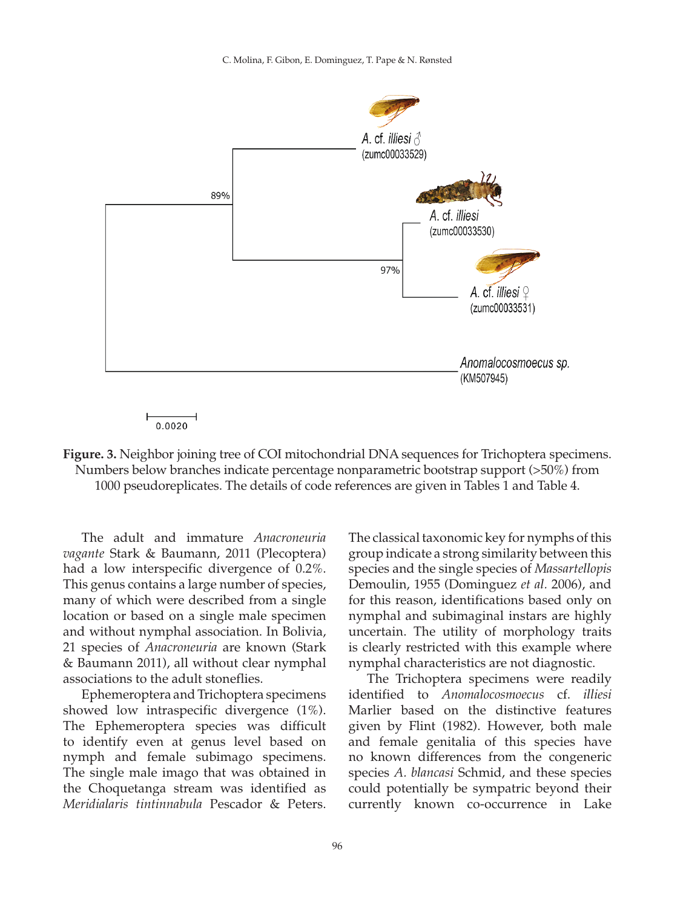**Figure. 3.** Neighbor joining tree of COI mitochondrial DNA sequences for Trichoptera specimens. Numbers below branches indicate percentage nonparametric bootstrap support (>50%) from 1000 pseudoreplicates. The details of code references are given in Tables 1 and Table 4.

The adult and immature *Anacroneuria vagante* Stark & Baumann, 2011 (Plecoptera) had a low interspecific divergence of 0.2%. This genus contains a large number of species, many of which were described from a single location or based on a single male specimen and without nymphal association. In Bolivia, 21 species of *Anacroneuria* are known (Stark & Baumann 2011), all without clear nymphal associations to the adult stoneflies.

Ephemeroptera and Trichoptera specimens showed low intraspecific divergence (1%). The Ephemeroptera species was difficult to identify even at genus level based on nymph and female subimago specimens. The single male imago that was obtained in the Choquetanga stream was identified as *Meridialaris tintinnabula* Pescador & Peters. The classical taxonomic key for nymphs of this group indicate a strong similarity between this species and the single species of *Massartellopis* Demoulin, 1955 (Dominguez *et al.* 2006), and for this reason, identifications based only on nymphal and subimaginal instars are highly uncertain. The utility of morphology traits is clearly restricted with this example where nymphal characteristics are not diagnostic.

The Trichoptera specimens were readily identified to *Anomalocosmoecus* cf. *illiesi* Marlier based on the distinctive features given by Flint (1982). However, both male and female genitalia of this species have no known differences from the congeneric species *A. blancasi* Schmid, and these species could potentially be sympatric beyond their currently known co-occurrence in Lake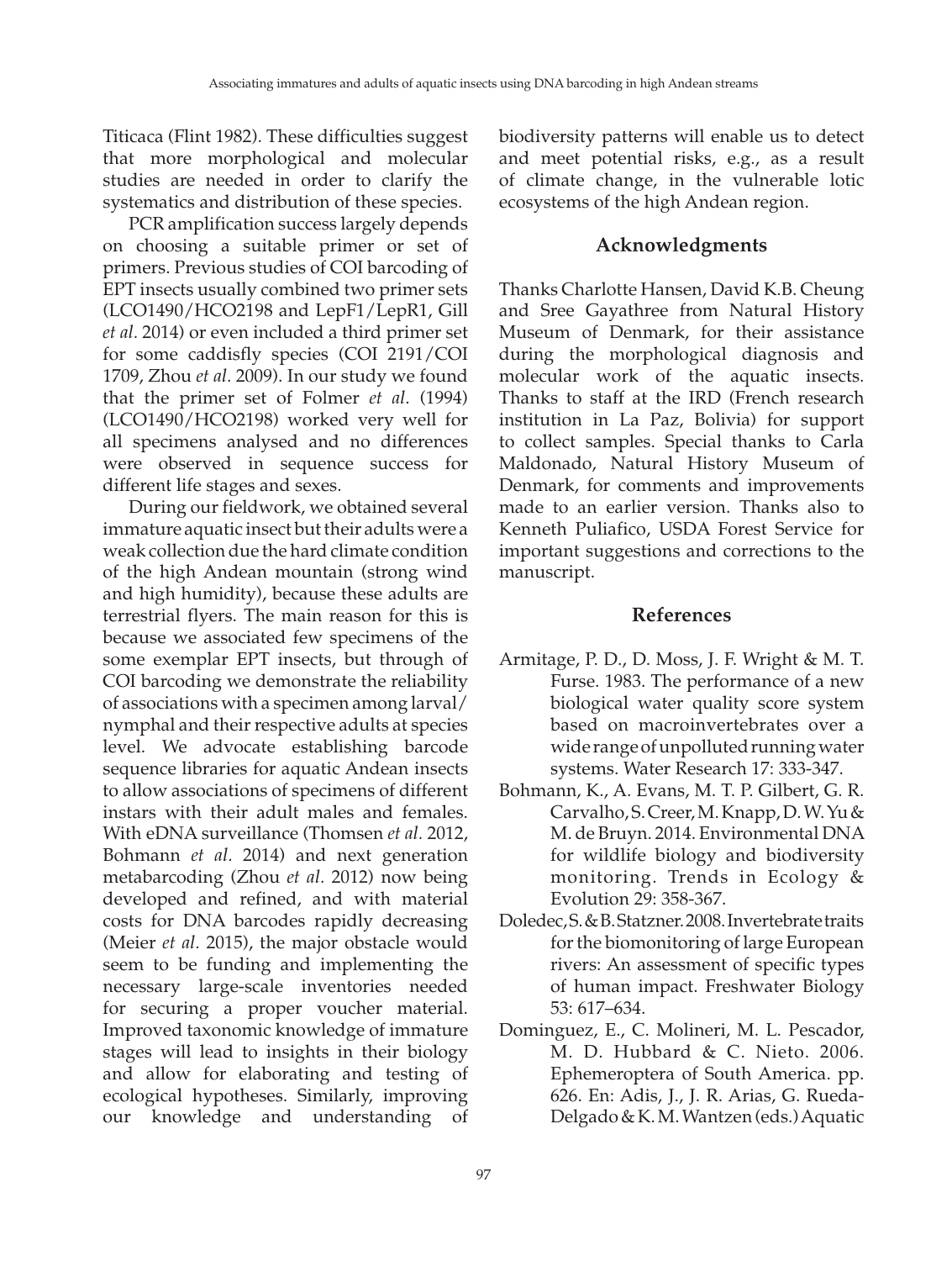Titicaca (Flint 1982). These difficulties suggest that more morphological and molecular studies are needed in order to clarify the systematics and distribution of these species.

PCR amplification success largely depends on choosing a suitable primer or set of primers. Previous studies of COI barcoding of EPT insects usually combined two primer sets (LCO1490/HCO2198 and LepF1/LepR1, Gill *et al.* 2014) or even included a third primer set for some caddisfly species (COI 2191/COI 1709, Zhou *et al.* 2009). In our study we found that the primer set of Folmer *et al*. (1994) (LCO1490/HCO2198) worked very well for all specimens analysed and no differences were observed in sequence success for different life stages and sexes.

During our fieldwork, we obtained several immature aquatic insect but their adults were a weak collection due the hard climate condition of the high Andean mountain (strong wind and high humidity), because these adults are terrestrial flyers. The main reason for this is because we associated few specimens of the some exemplar EPT insects, but through of COI barcoding we demonstrate the reliability of associations with a specimen among larval/nymphal and their respective adults at species level. We advocate establishing barcode sequence libraries for aquatic Andean insects to allow associations of specimens of different instars with their adult males and females. With eDNA surveillance (Thomsen *et al.* 2012, Bohmann *et al.* 2014) and next generation metabarcoding (Zhou *et al.* 2012) now being developed and refined, and with material costs for DNA barcodes rapidly decreasing (Meier *et al.* 2015), the major obstacle would seem to be funding and implementing the necessary large-scale inventories needed for securing a proper voucher material. Improved taxonomic knowledge of immature stages will lead to insights in their biology and allow for elaborating and testing of ecological hypotheses. Similarly, improving our knowledge and understanding of biodiversity patterns will enable us to detect and meet potential risks, e.g., as a result of climate change, in the vulnerable lotic ecosystems of the high Andean region.

## Acknowledgments

Thanks Charlotte Hansen, David K.B. Cheung and Sree Gayathree from Natural History Museum of Denmark, for their assistance during the morphological diagnosis and molecular work of the aquatic insects. Thanks to staff at the IRD (French research institution in La Paz, Bolivia) for support to collect samples. Special thanks to Carla Maldonado, Natural History Museum of Denmark, for comments and improvements made to an earlier version. Thanks also to Kenneth Puliafico, USDA Forest Service for important suggestions and corrections to the manuscript.

## References

Armitage, P. D., D. Moss, J. F. Wright & M. T. Furse. 1983. The performance of a new biological water quality score system based on macroinvertebrates over a wide range of unpolluted running water systems. Water Research 17: 333-347.

Bohmann, K., A. Evans, M. T. P. Gilbert, G. R. Carvalho, S. Creer, M. Knapp, D. W. Yu & M. de Bruyn. 2014. Environmental DNA for wildlife biology and biodiversity monitoring. Trends in Ecology & Evolution 29: 358-367.

Doledec, S. & B. Statzner. 2008. Invertebrate traits for the biomonitoring of large European rivers: An assessment of specific types of human impact. Freshwater Biology 53: 617–634.

Dominguez, E., C. Molineri, M. L. Pescador, M. D. Hubbard & C. Nieto. 2006. Ephemeroptera of South America. pp. 626. En: Adis, J., J. R. Arias, G. Rueda-Delgado & K. M. Wantzen (eds.) Aquatic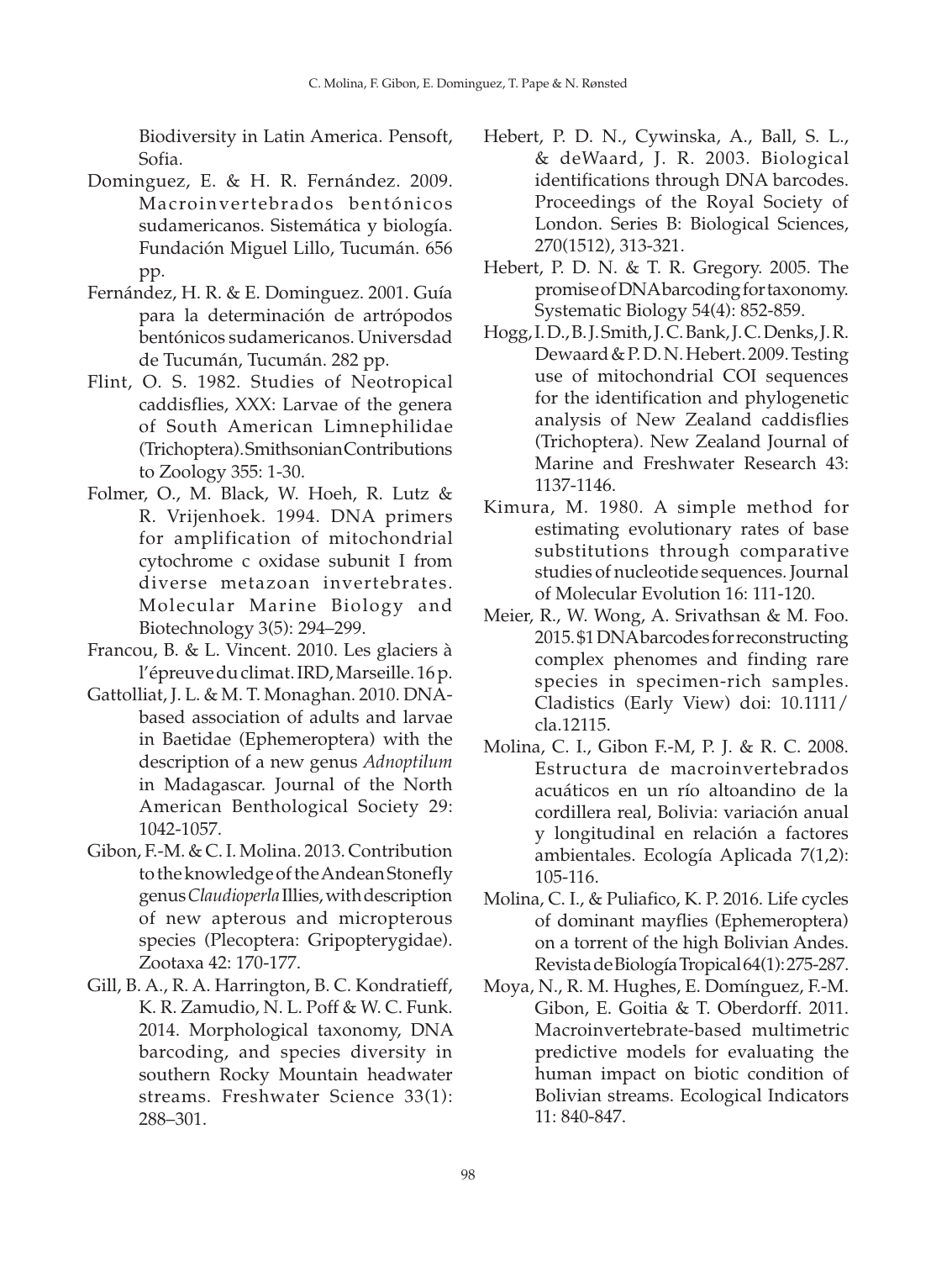Biodiversity in Latin America. Pensoft, Sofia.

Dominguez, E. & H. R. Fernández. 2009. Macroinvertebrados bentónicos sudamericanos. Sistemática y biología. Fundación Miguel Lillo, Tucumán. 656 pp.

Fernández, H. R. & E. Dominguez. 2001. Guía para la determinación de artrópodos bentónicos sudamericanos. Universdad de Tucumán, Tucumán. 282 pp.

Flint, O. S. 1982. Studies of Neotropical caddisflies, XXX: Larvae of the genera of South American Limnephilidae (Trichoptera). Smithsonian Contributions to Zoology 355: 1-30.

Folmer, O., M. Black, W. Hoeh, R. Lutz & R. Vrijenhoek. 1994. DNA primers for amplification of mitochondrial cytochrome c oxidase subunit I from diverse metazoan invertebrates. Molecular Marine Biology and Biotechnology 3(5): 294–299.

Francou, B. & L. Vincent. 2010. Les glaciers à l'épreuve du climat. IRD, Marseille. 16 p.

Gattolliat, J. L. & M. T. Monaghan. 2010. DNA-based association of adults and larvae in Baetidae (Ephemeroptera) with the description of a new genus *Adnoptilum* in Madagascar. Journal of the North American Benthological Society 29: 1042-1057.

Gibon, F.-M. & C. I. Molina. 2013. Contribution to the knowledge of the Andean Stonefly genus *Claudioperla* Illies, with description of new apterous and micropterous species (Plecoptera: Gripopterygidae). Zootaxa 42: 170-177.

Gill, B. A., R. A. Harrington, B. C. Kondratieff, K. R. Zamudio, N. L. Poff & W. C. Funk. 2014. Morphological taxonomy, DNA barcoding, and species diversity in southern Rocky Mountain headwater streams. Freshwater Science 33(1): 288–301.

Hebert, P. D. N., Cywinska, A., Ball, S. L., & deWaard, J. R. 2003. Biological identifications through DNA barcodes. Proceedings of the Royal Society of London. Series B: Biological Sciences, 270(1512), 313-321.

Hebert, P. D. N. & T. R. Gregory. 2005. The promise of DNA barcoding for taxonomy. Systematic Biology 54(4): 852-859.

Hogg, I. D., B. J. Smith, J. C. Bank, J. C. Denks, J. R. Dewaard & P. D. N. Hebert. 2009. Testing use of mitochondrial COI sequences for the identification and phylogenetic analysis of New Zealand caddisflies (Trichoptera). New Zealand Journal of Marine and Freshwater Research 43: 1137-1146.

Kimura, M. 1980. A simple method for estimating evolutionary rates of base substitutions through comparative studies of nucleotide sequences. Journal of Molecular Evolution 16: 111-120.

Meier, R., W. Wong, A. Srivathsan & M. Foo. 2015. $1 DNA barcodes for reconstructing complex phenomes and finding rare species in specimen-rich samples. Cladistics (Early View) doi: 10.1111/cla.12115.

Molina, C. I., Gibon F.-M, P. J. & R. C. 2008. Estructura de macroinvertebrados acuáticos en un río altoandino de la cordillera real, Bolivia: variación anual y longitudinal en relación a factores ambientales. Ecología Aplicada 7(1,2): 105-116.

Molina, C. I., & Puliafico, K. P. 2016. Life cycles of dominant mayflies (Ephemeroptera) on a torrent of the high Bolivian Andes. Revista de Biología Tropical 64(1): 275-287.

Moya, N., R. M. Hughes, E. Domínguez, F.-M. Gibon, E. Goitia & T. Oberdorff. 2011. Macroinvertebrate-based multimetric predictive models for evaluating the human impact on biotic condition of Bolivian streams. Ecological Indicators 11: 840-847.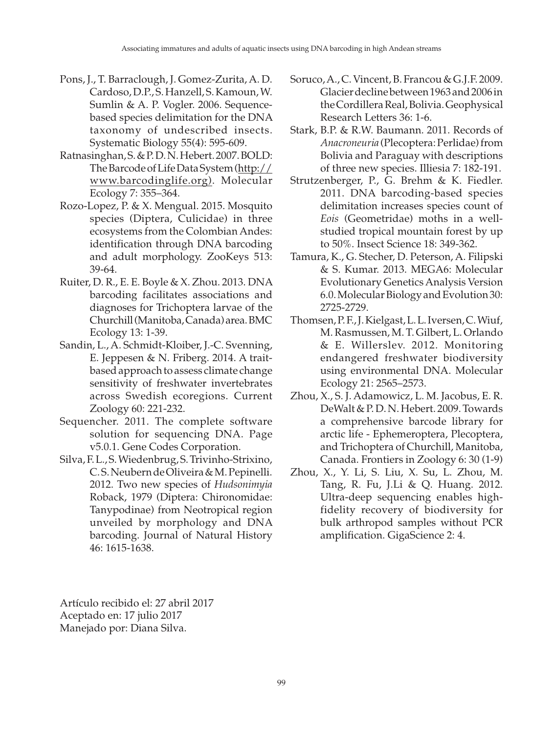Pons, J., T. Barraclough, J. Gomez-Zurita, A. D. Cardoso, D.P., S. Hanzell, S. Kamoun, W. Sumlin & A. P. Vogler. 2006. Sequence-based species delimitation for the DNA taxonomy of undescribed insects. Systematic Biology 55(4): 595-609.

Ratnasinghan, S. & P. D. N. Hebert. 2007. BOLD: The Barcode of Life Data System (http://www.barcodinglife.org). Molecular Ecology 7: 355–364.

Rozo-Lopez, P. & X. Mengual. 2015. Mosquito species (Diptera, Culicidae) in three ecosystems from the Colombian Andes: identification through DNA barcoding and adult morphology. ZooKeys 513: 39-64.

Ruiter, D. R., E. E. Boyle & X. Zhou. 2013. DNA barcoding facilitates associations and diagnoses for Trichoptera larvae of the Churchill (Manitoba, Canada) area. BMC Ecology 13: 1-39.

Sandin, L., A. Schmidt-Kloiber, J.-C. Svenning, E. Jeppesen & N. Friberg. 2014. A trait-based approach to assess climate change sensitivity of freshwater invertebrates across Swedish ecoregions. Current Zoology 60: 221-232.

Sequencher. 2011. The complete software solution for sequencing DNA. Page v5.0.1. Gene Codes Corporation.

Silva, F. L., S. Wiedenbrug, S. Trivinho-Strixino, C. S. Neubern de Oliveira & M. Pepinelli. 2012. Two new species of *Hudsonimyia* Roback, 1979 (Diptera: Chironomidae: Tanypodinae) from Neotropical region unveiled by morphology and DNA barcoding. Journal of Natural History 46: 1615-1638.

Soruco, A., C. Vincent, B. Francou & G.J.F. 2009. Glacier decline between 1963 and 2006 in the Cordillera Real, Bolivia. Geophysical Research Letters 36: 1-6.

Stark, B.P. & R.W. Baumann. 2011. Records of *Anacroneuria* (Plecoptera: Perlidae) from Bolivia and Paraguay with descriptions of three new species. Illiesia 7: 182-191.

Strutzenberger, P., G. Brehm & K. Fiedler. 2011. DNA barcoding-based species delimitation increases species count of *Eois* (Geometridae) moths in a well-studied tropical mountain forest by up to 50%. Insect Science 18: 349-362.

Tamura, K., G. Stecher, D. Peterson, A. Filipski & S. Kumar. 2013. MEGA6: Molecular Evolutionary Genetics Analysis Version 6.0. Molecular Biology and Evolution 30: 2725-2729.

Thomsen, P. F., J. Kielgast, L. L. Iversen, C. Wiuf, M. Rasmussen, M. T. Gilbert, L. Orlando & E. Willerslev. 2012. Monitoring endangered freshwater biodiversity using environmental DNA. Molecular Ecology 21: 2565–2573.

Zhou, X., S. J. Adamowicz, L. M. Jacobus, E. R. DeWalt & P. D. N. Hebert. 2009. Towards a comprehensive barcode library for arctic life - Ephemeroptera, Plecoptera, and Trichoptera of Churchill, Manitoba, Canada. Frontiers in Zoology 6: 30 (1-9)

Zhou, X., Y. Li, S. Liu, X. Su, L. Zhou, M. Tang, R. Fu, J.Li & Q. Huang. 2012. Ultra-deep sequencing enables high-fidelity recovery of biodiversity for bulk arthropod samples without PCR amplification. GigaScience 2: 4.

Artículo recibido el: 27 abril 2017
Aceptado en: 17 julio 2017
Manejado por: Diana Silva.